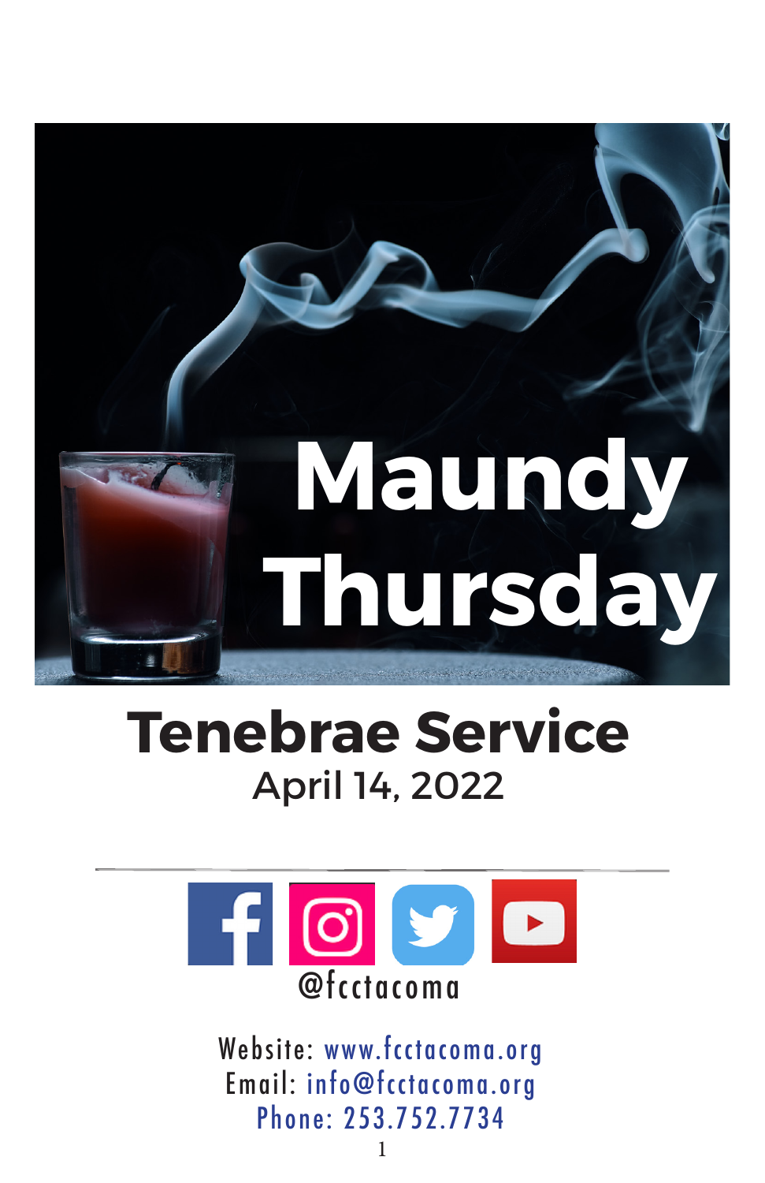# Maundy Thursday

## Tenebrae Service

April 14, 2022

@fcctacoma

Website: www.fcctacoma.org
Email: info@fcctacoma.org
Phone: 253.752.7734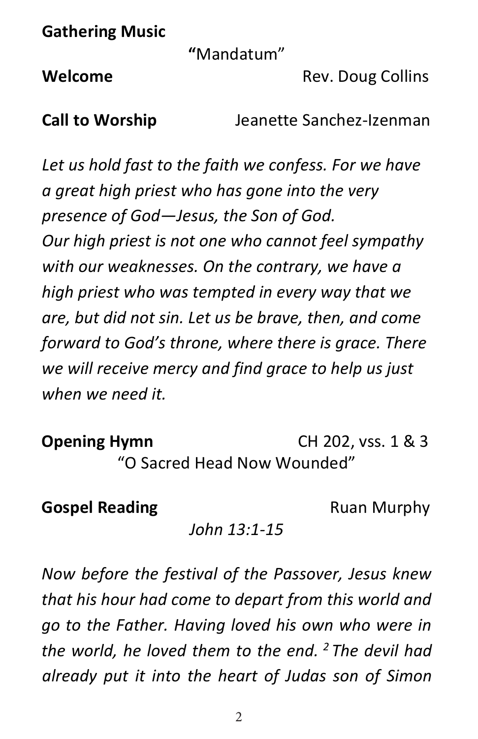**Gathering Music**

"Mandatum"

**Welcome** Rev. Doug Collins

**Call to Worship** Jeanette Sanchez-Izenman

*Let us hold fast to the faith we confess. For we have a great high priest who has gone into the very presence of God—Jesus, the Son of God. Our high priest is not one who cannot feel sympathy with our weaknesses. On the contrary, we have a high priest who was tempted in every way that we are, but did not sin. Let us be brave, then, and come forward to God's throne, where there is grace. There we will receive mercy and find grace to help us just when we need it.*

**Opening Hymn** CH 202, vss. 1 & 3

"O Sacred Head Now Wounded"

**Gospel Reading** Ruan Murphy

*John 13:1-15*

*Now before the festival of the Passover, Jesus knew that his hour had come to depart from this world and go to the Father. Having loved his own who were in the world, he loved them to the end. [2] The devil had already put it into the heart of Judas son of Simon*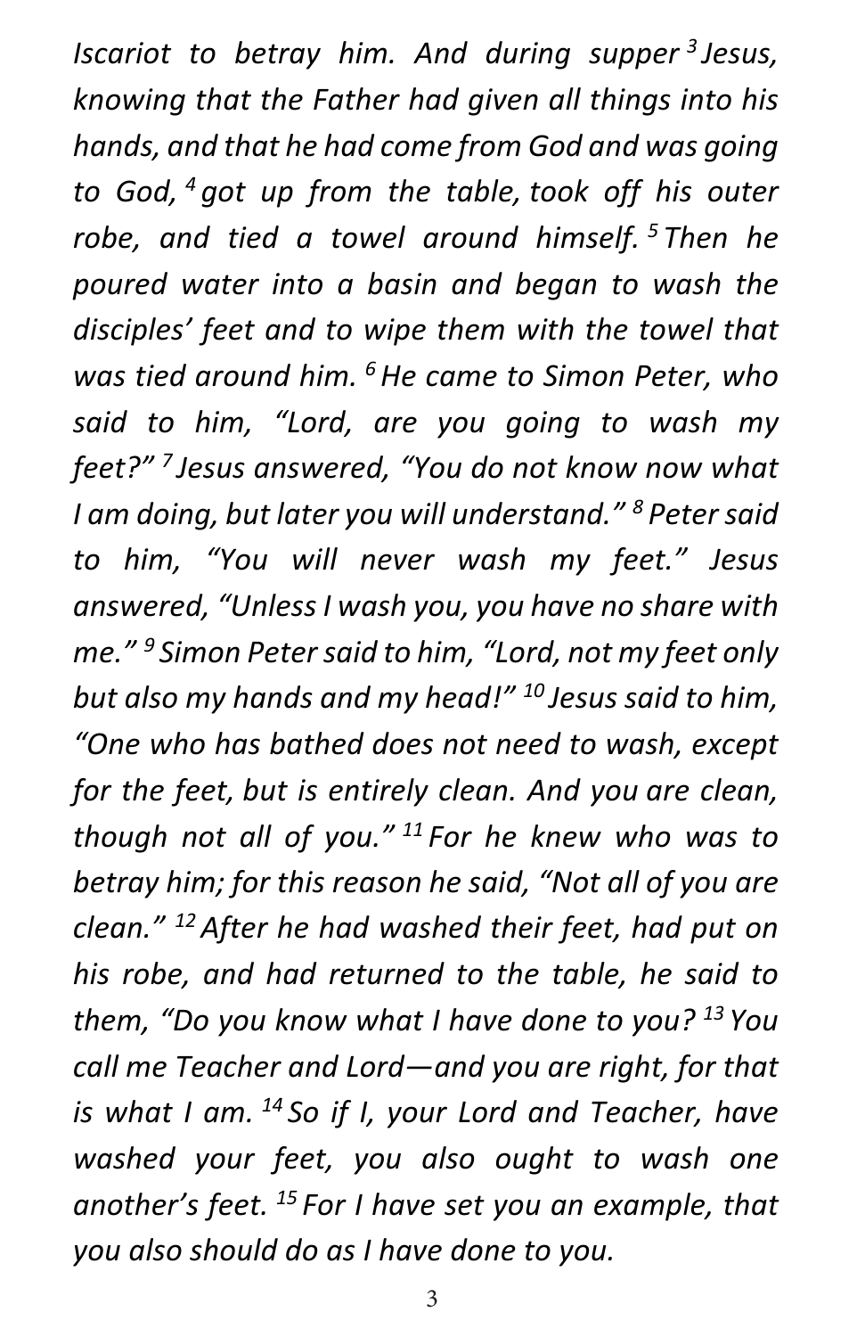*Iscariot to betray him. And during supper [3] Jesus, knowing that the Father had given all things into his hands, and that he had come from God and was going to God, [4] got up from the table, took off his outer robe, and tied a towel around himself. [5] Then he poured water into a basin and began to wash the disciples' feet and to wipe them with the towel that was tied around him. [6] He came to Simon Peter, who said to him, "Lord, are you going to wash my feet?" [7] Jesus answered, "You do not know now what I am doing, but later you will understand." [8] Peter said to him, "You will never wash my feet." Jesus answered, "Unless I wash you, you have no share with me." [9] Simon Peter said to him, "Lord, not my feet only but also my hands and my head!" [10] Jesus said to him, "One who has bathed does not need to wash, except for the feet, but is entirely clean. And you are clean, though not all of you." [11] For he knew who was to betray him; for this reason he said, "Not all of you are clean." [12] After he had washed their feet, had put on his robe, and had returned to the table, he said to them, "Do you know what I have done to you? [13] You call me Teacher and Lord—and you are right, for that is what I am. [14] So if I, your Lord and Teacher, have washed your feet, you also ought to wash one another's feet. [15] For I have set you an example, that you also should do as I have done to you.*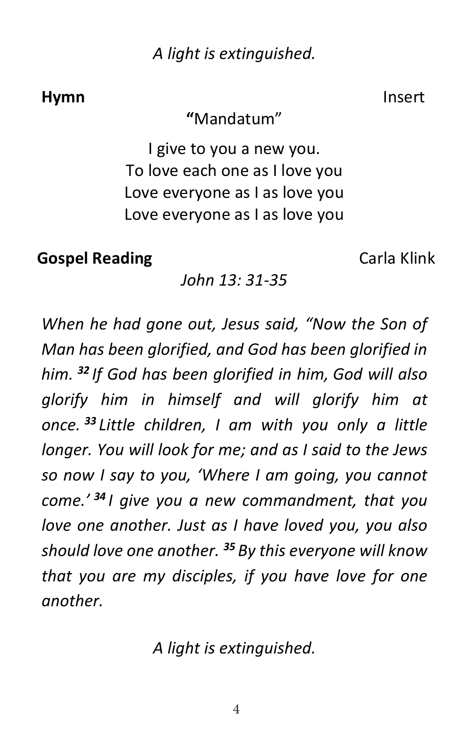*A light is extinguished.*

**Hymn** Insert

"Mandatum"

I give to you a new you.  
To love each one as I love you  
Love everyone as I as love you  
Love everyone as I as love you

**Gospel Reading** Carla Klink

*John 13: 31-35*

*When he had gone out, Jesus said, "Now the Son of Man has been glorified, and God has been glorified in him.* ***32*** *If God has been glorified in him, God will also glorify him in himself and will glorify him at once.* ***33*** *Little children, I am with you only a little longer. You will look for me; and as I said to the Jews so now I say to you, 'Where I am going, you cannot come.'* ***34*** *I give you a new commandment, that you love one another. Just as I have loved you, you also should love one another.* ***35*** *By this everyone will know that you are my disciples, if you have love for one another.*

*A light is extinguished.*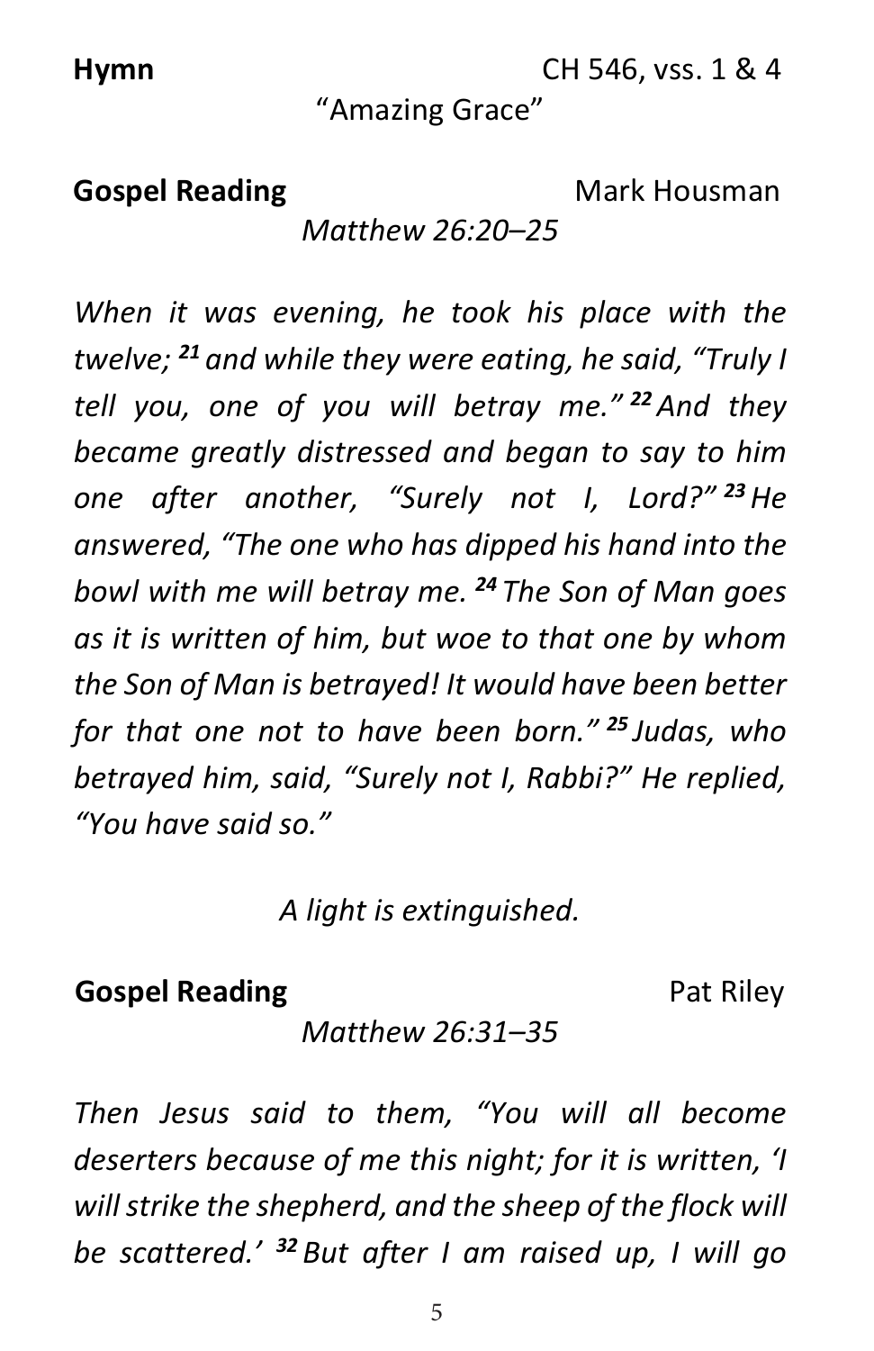**Hymn** CH 546, vss. 1 & 4

"Amazing Grace"

**Gospel Reading** Mark Housman

*Matthew 26:20–25*

*When it was evening, he took his place with the twelve; **21** and while they were eating, he said, "Truly I tell you, one of you will betray me." **22** And they became greatly distressed and began to say to him one after another, "Surely not I, Lord?" **23** He answered, "The one who has dipped his hand into the bowl with me will betray me. **24** The Son of Man goes as it is written of him, but woe to that one by whom the Son of Man is betrayed! It would have been better for that one not to have been born." **25** Judas, who betrayed him, said, "Surely not I, Rabbi?" He replied, "You have said so."*

*A light is extinguished.*

**Gospel Reading** Pat Riley

*Matthew 26:31–35*

*Then Jesus said to them, "You will all become deserters because of me this night; for it is written, 'I will strike the shepherd, and the sheep of the flock will be scattered.' **32** But after I am raised up, I will go*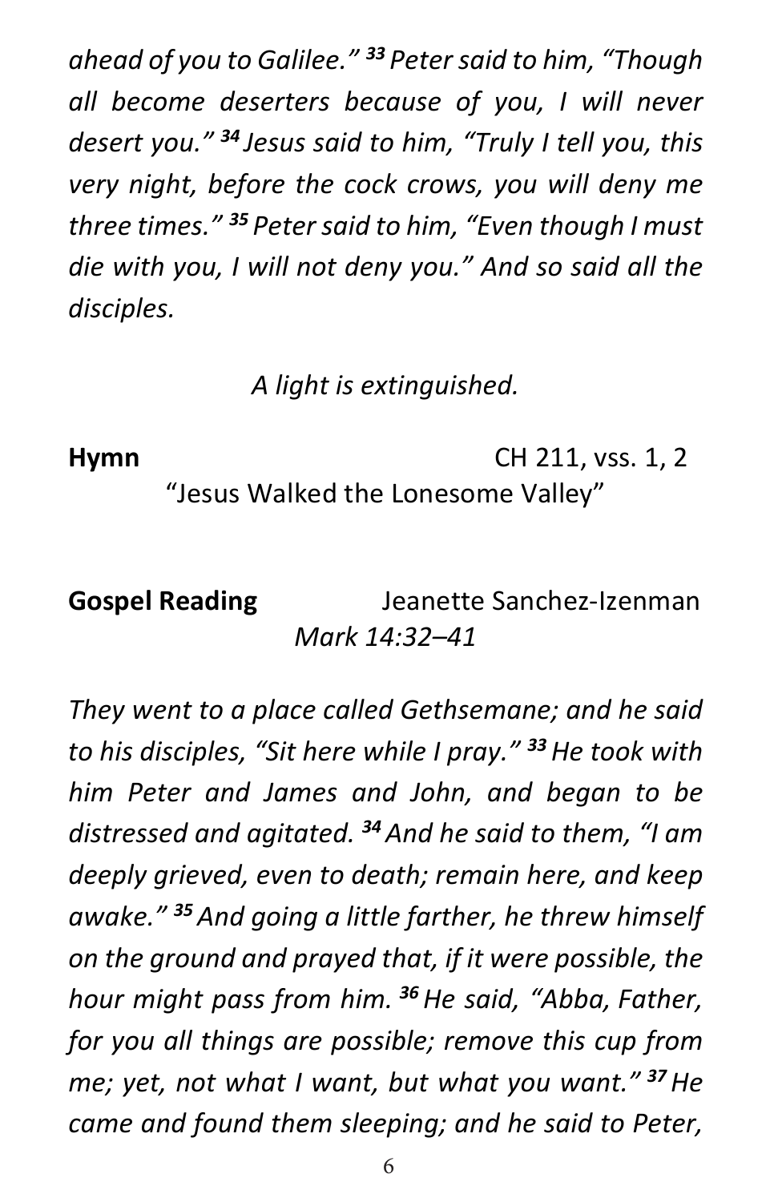*ahead of you to Galilee."* ***33*** *Peter said to him, "Though all become deserters because of you, I will never desert you."* ***34*** *Jesus said to him, "Truly I tell you, this very night, before the cock crows, you will deny me three times."* ***35*** *Peter said to him, "Even though I must die with you, I will not deny you." And so said all the disciples.*

*A light is extinguished.*

**Hymn** CH 211, vss. 1, 2
"Jesus Walked the Lonesome Valley"

**Gospel Reading** Jeanette Sanchez-Izenman
*Mark 14:32–41*

*They went to a place called Gethsemane; and he said to his disciples, "Sit here while I pray."* ***33*** *He took with him Peter and James and John, and began to be distressed and agitated.* ***34*** *And he said to them, "I am deeply grieved, even to death; remain here, and keep awake."* ***35*** *And going a little farther, he threw himself on the ground and prayed that, if it were possible, the hour might pass from him.* ***36*** *He said, "Abba, Father, for you all things are possible; remove this cup from me; yet, not what I want, but what you want."* ***37*** *He came and found them sleeping; and he said to Peter,*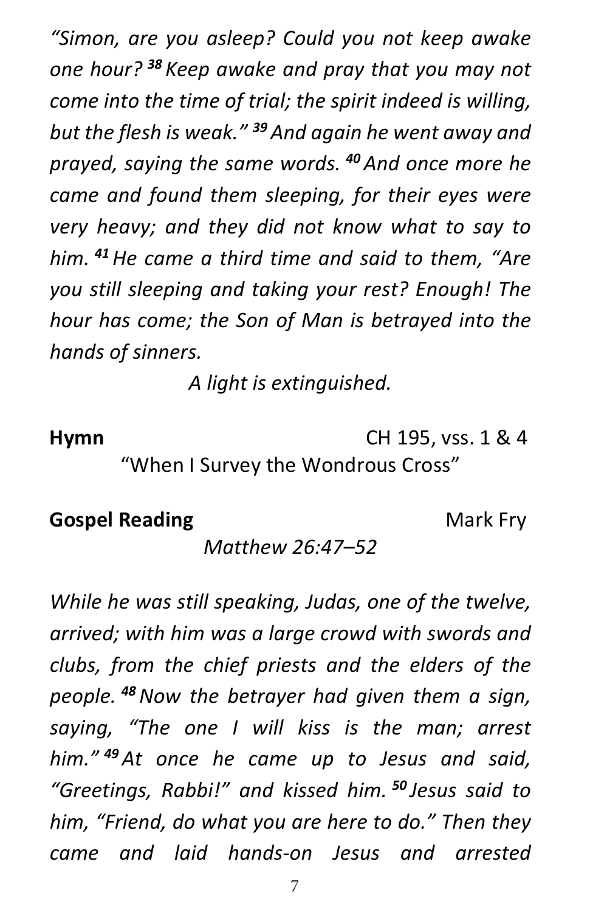*"Simon, are you asleep? Could you not keep awake one hour?* ***38*** *Keep awake and pray that you may not come into the time of trial; the spirit indeed is willing, but the flesh is weak."* ***39*** *And again he went away and prayed, saying the same words.* ***40*** *And once more he came and found them sleeping, for their eyes were very heavy; and they did not know what to say to him.* ***41*** *He came a third time and said to them, "Are you still sleeping and taking your rest? Enough! The hour has come; the Son of Man is betrayed into the hands of sinners.*

*A light is extinguished.*

**Hymn** CH 195, vss. 1 & 4

"When I Survey the Wondrous Cross"

**Gospel Reading** Mark Fry

*Matthew 26:47–52*

*While he was still speaking, Judas, one of the twelve, arrived; with him was a large crowd with swords and clubs, from the chief priests and the elders of the people.* ***48*** *Now the betrayer had given them a sign, saying, "The one I will kiss is the man; arrest him."* ***49*** *At once he came up to Jesus and said, "Greetings, Rabbi!" and kissed him.* ***50*** *Jesus said to him, "Friend, do what you are here to do." Then they came and laid hands-on Jesus and arrested*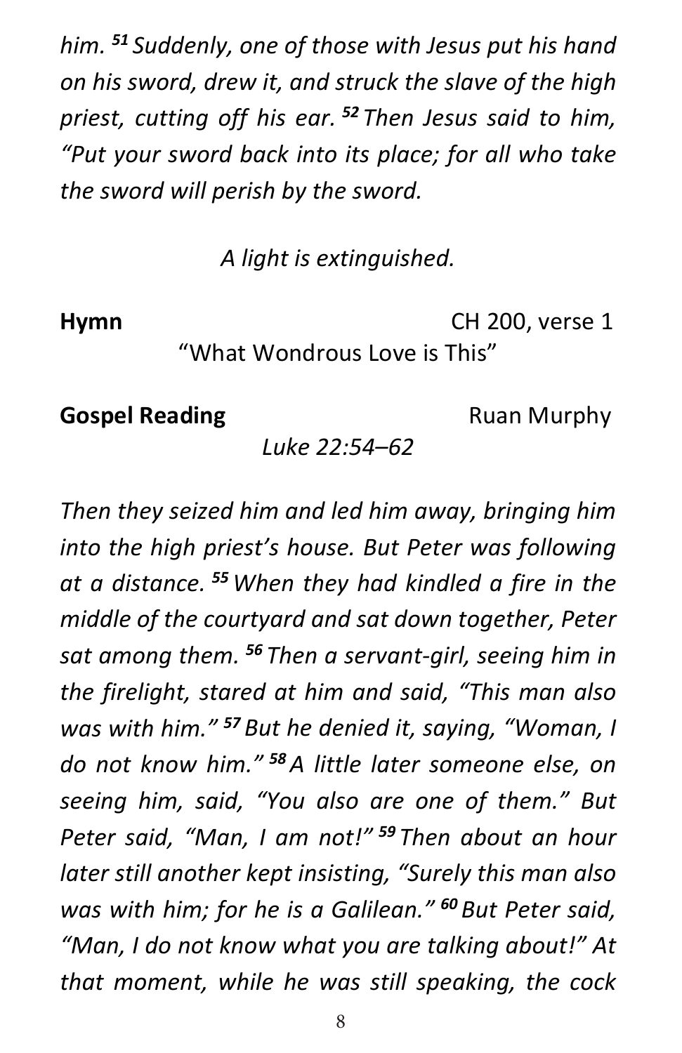*him. [51] Suddenly, one of those with Jesus put his hand on his sword, drew it, and struck the slave of the high priest, cutting off his ear. [52] Then Jesus said to him, "Put your sword back into its place; for all who take the sword will perish by the sword.*

*A light is extinguished.*

**Hymn** CH 200, verse 1

"What Wondrous Love is This"

**Gospel Reading** Ruan Murphy

*Luke 22:54–62*

*Then they seized him and led him away, bringing him into the high priest's house. But Peter was following at a distance. [55] When they had kindled a fire in the middle of the courtyard and sat down together, Peter sat among them. [56] Then a servant-girl, seeing him in the firelight, stared at him and said, "This man also was with him." [57] But he denied it, saying, "Woman, I do not know him." [58] A little later someone else, on seeing him, said, "You also are one of them." But Peter said, "Man, I am not!" [59] Then about an hour later still another kept insisting, "Surely this man also was with him; for he is a Galilean." [60] But Peter said, "Man, I do not know what you are talking about!" At that moment, while he was still speaking, the cock*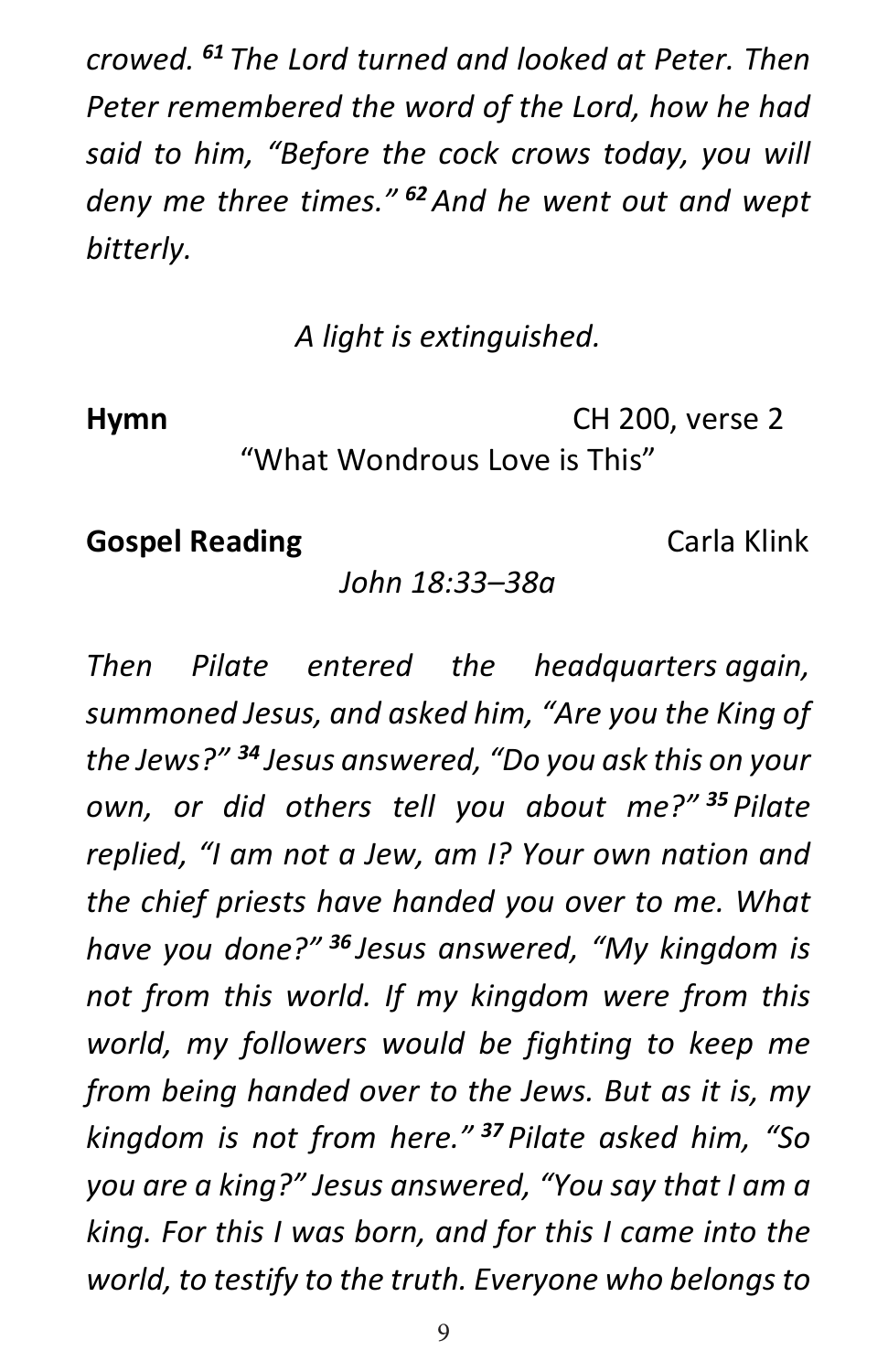*crowed.* ***61*** *The Lord turned and looked at Peter. Then Peter remembered the word of the Lord, how he had said to him, "Before the cock crows today, you will deny me three times."* ***62*** *And he went out and wept bitterly.*

*A light is extinguished.*

**Hymn** CH 200, verse 2
"What Wondrous Love is This"

**Gospel Reading** Carla Klink
*John 18:33–38a*

*Then Pilate entered the headquarters again, summoned Jesus, and asked him, "Are you the King of the Jews?"* ***34*** *Jesus answered, "Do you ask this on your own, or did others tell you about me?"* ***35*** *Pilate replied, "I am not a Jew, am I? Your own nation and the chief priests have handed you over to me. What have you done?"* ***36*** *Jesus answered, "My kingdom is not from this world. If my kingdom were from this world, my followers would be fighting to keep me from being handed over to the Jews. But as it is, my kingdom is not from here."* ***37*** *Pilate asked him, "So you are a king?" Jesus answered, "You say that I am a king. For this I was born, and for this I came into the world, to testify to the truth. Everyone who belongs to*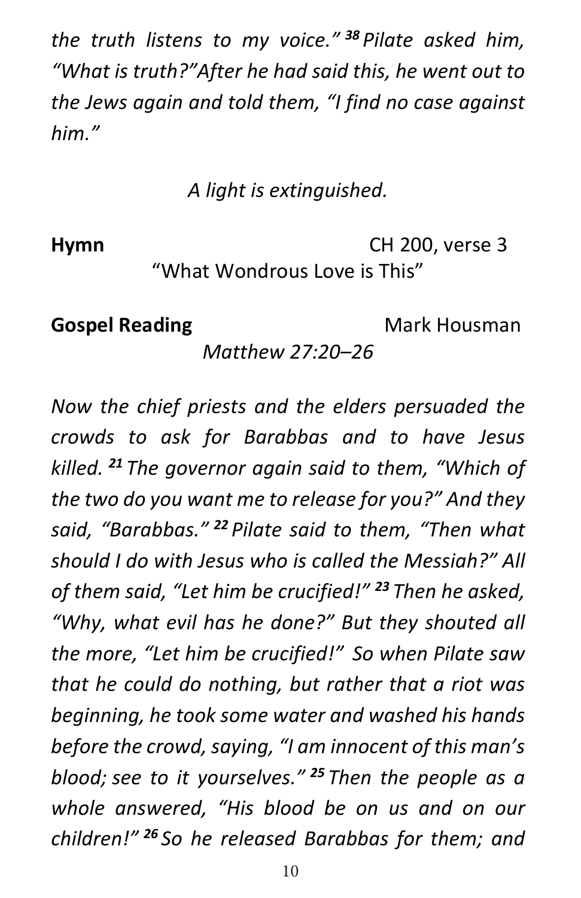*the truth listens to my voice."* [38] *Pilate asked him, "What is truth?"After he had said this, he went out to the Jews again and told them, "I find no case against him."*

*A light is extinguished.*

**Hymn** CH 200, verse 3
"What Wondrous Love is This"

**Gospel Reading** Mark Housman
*Matthew 27:20–26*

*Now the chief priests and the elders persuaded the crowds to ask for Barabbas and to have Jesus killed.* [21] *The governor again said to them, "Which of the two do you want me to release for you?" And they said, "Barabbas."* [22] *Pilate said to them, "Then what should I do with Jesus who is called the Messiah?" All of them said, "Let him be crucified!"* [23] *Then he asked, "Why, what evil has he done?" But they shouted all the more, "Let him be crucified!" So when Pilate saw that he could do nothing, but rather that a riot was beginning, he took some water and washed his hands before the crowd, saying, "I am innocent of this man's blood; see to it yourselves."* [25] *Then the people as a whole answered, "His blood be on us and on our children!"* [26] *So he released Barabbas for them; and*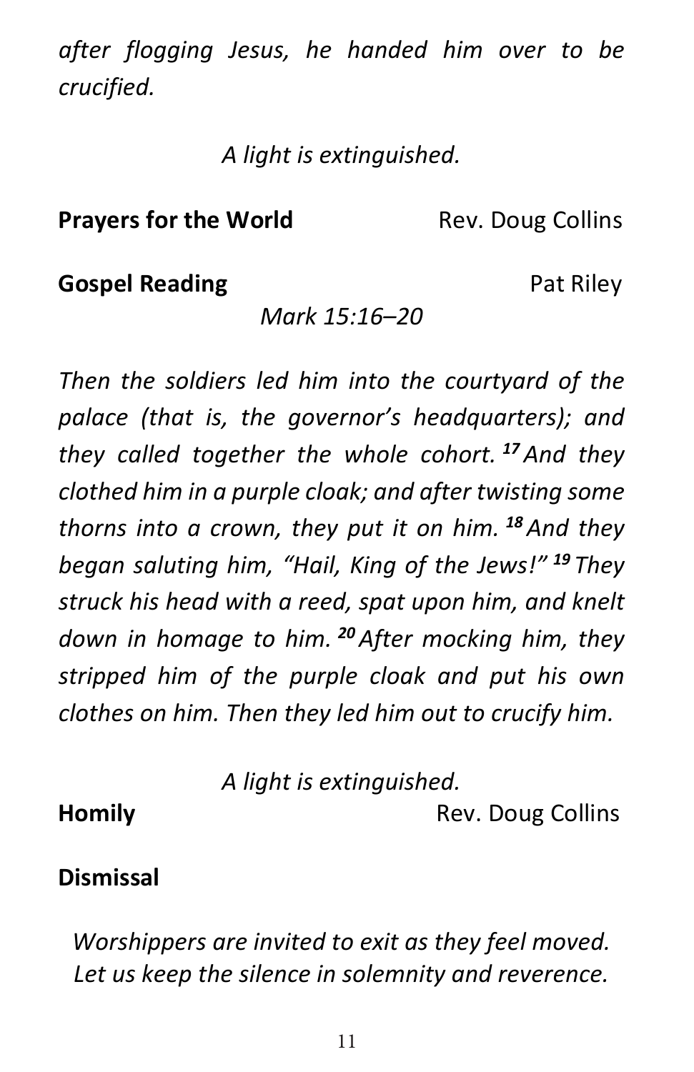*after flogging Jesus, he handed him over to be crucified.*

*A light is extinguished.*

**Prayers for the World** Rev. Doug Collins

**Gospel Reading** Pat Riley

*Mark 15:16–20*

*Then the soldiers led him into the courtyard of the palace (that is, the governor's headquarters); and they called together the whole cohort.* ***17*** *And they clothed him in a purple cloak; and after twisting some thorns into a crown, they put it on him.* ***18*** *And they began saluting him, "Hail, King of the Jews!"* ***19*** *They struck his head with a reed, spat upon him, and knelt down in homage to him.* ***20*** *After mocking him, they stripped him of the purple cloak and put his own clothes on him. Then they led him out to crucify him.*

*A light is extinguished.*

**Homily** Rev. Doug Collins

**Dismissal**

*Worshippers are invited to exit as they feel moved. Let us keep the silence in solemnity and reverence.*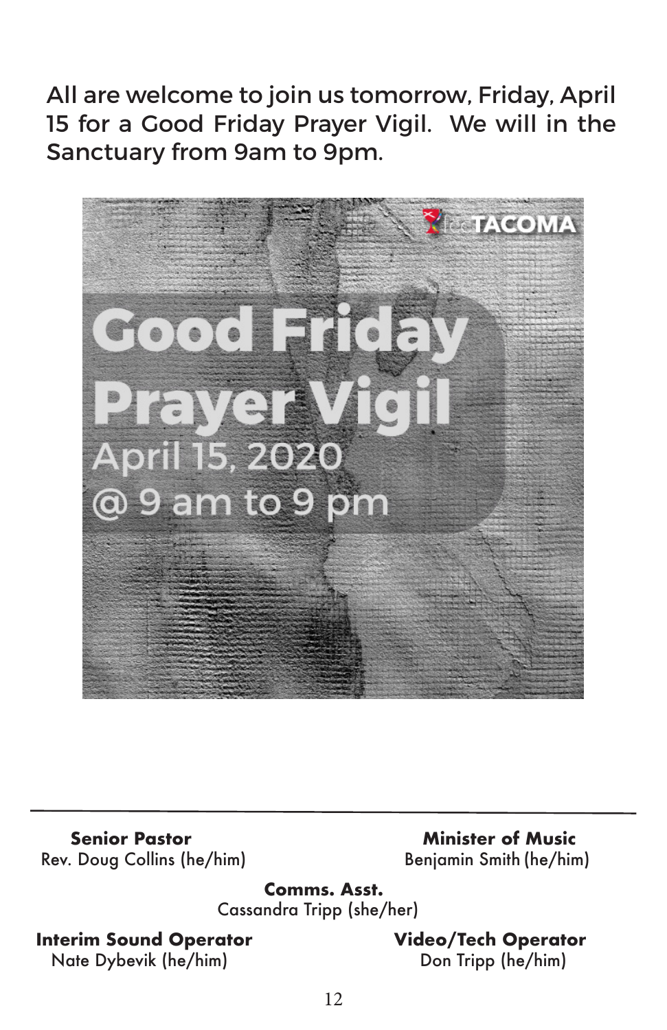All are welcome to join us tomorrow, Friday, April 15 for a Good Friday Prayer Vigil. We will in the Sanctuary from 9am to 9pm.

TACOMA

# Good Friday Prayer Vigil

April 15, 2020

@ 9 am to 9 pm

---

**Senior Pastor**
Rev. Doug Collins (he/him)

**Minister of Music**
Benjamin Smith (he/him)

**Comms. Asst.**
Cassandra Tripp (she/her)

**Interim Sound Operator**
Nate Dybevik (he/him)

**Video/Tech Operator**
Don Tripp (he/him)